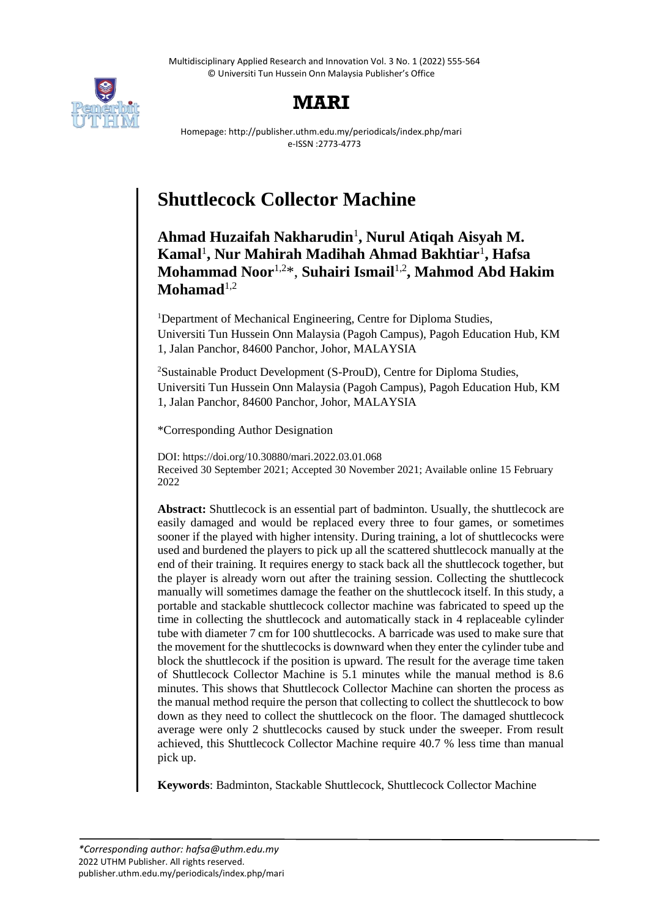# Shuttlecock Collector Machine

**Ahmad Huzaifah Nakharudin[1], Nurul Atiqah Aisyah M. Kamal[1], Nur Mahirah Madihah Ahmad Bakhtiar[1], Hafsa Mohammad Noor[1,2]*, Suhairi Ismail[1,2], Mahmod Abd Hakim Mohamad[1,2]**

[1]Department of Mechanical Engineering, Centre for Diploma Studies, Universiti Tun Hussein Onn Malaysia (Pagoh Campus), Pagoh Education Hub, KM 1, Jalan Panchor, 84600 Panchor, Johor, MALAYSIA

[2]Sustainable Product Development (S-ProuD), Centre for Diploma Studies, Universiti Tun Hussein Onn Malaysia (Pagoh Campus), Pagoh Education Hub, KM 1, Jalan Panchor, 84600 Panchor, Johor, MALAYSIA

*Corresponding Author Designation

DOI: https://doi.org/10.30880/mari.2022.03.01.068
Received 30 September 2021; Accepted 30 November 2021; Available online 15 February 2022

**Abstract:** Shuttlecock is an essential part of badminton. Usually, the shuttlecock are easily damaged and would be replaced every three to four games, or sometimes sooner if the played with higher intensity. During training, a lot of shuttlecocks were used and burdened the players to pick up all the scattered shuttlecock manually at the end of their training. It requires energy to stack back all the shuttlecock together, but the player is already worn out after the training session. Collecting the shuttlecock manually will sometimes damage the feather on the shuttlecock itself. In this study, a portable and stackable shuttlecock collector machine was fabricated to speed up the time in collecting the shuttlecock and automatically stack in 4 replaceable cylinder tube with diameter 7 cm for 100 shuttlecocks. A barricade was used to make sure that the movement for the shuttlecocks is downward when they enter the cylinder tube and block the shuttlecock if the position is upward. The result for the average time taken of Shuttlecock Collector Machine is 5.1 minutes while the manual method is 8.6 minutes. This shows that Shuttlecock Collector Machine can shorten the process as the manual method require the person that collecting to collect the shuttlecock to bow down as they need to collect the shuttlecock on the floor. The damaged shuttlecock average were only 2 shuttlecocks caused by stuck under the sweeper. From result achieved, this Shuttlecock Collector Machine require 40.7 % less time than manual pick up.

**Keywords**: Badminton, Stackable Shuttlecock, Shuttlecock Collector Machine

*\*Corresponding author: hafsa@uthm.edu.my*
2022 UTHM Publisher. All rights reserved.
publisher.uthm.edu.my/periodicals/index.php/mari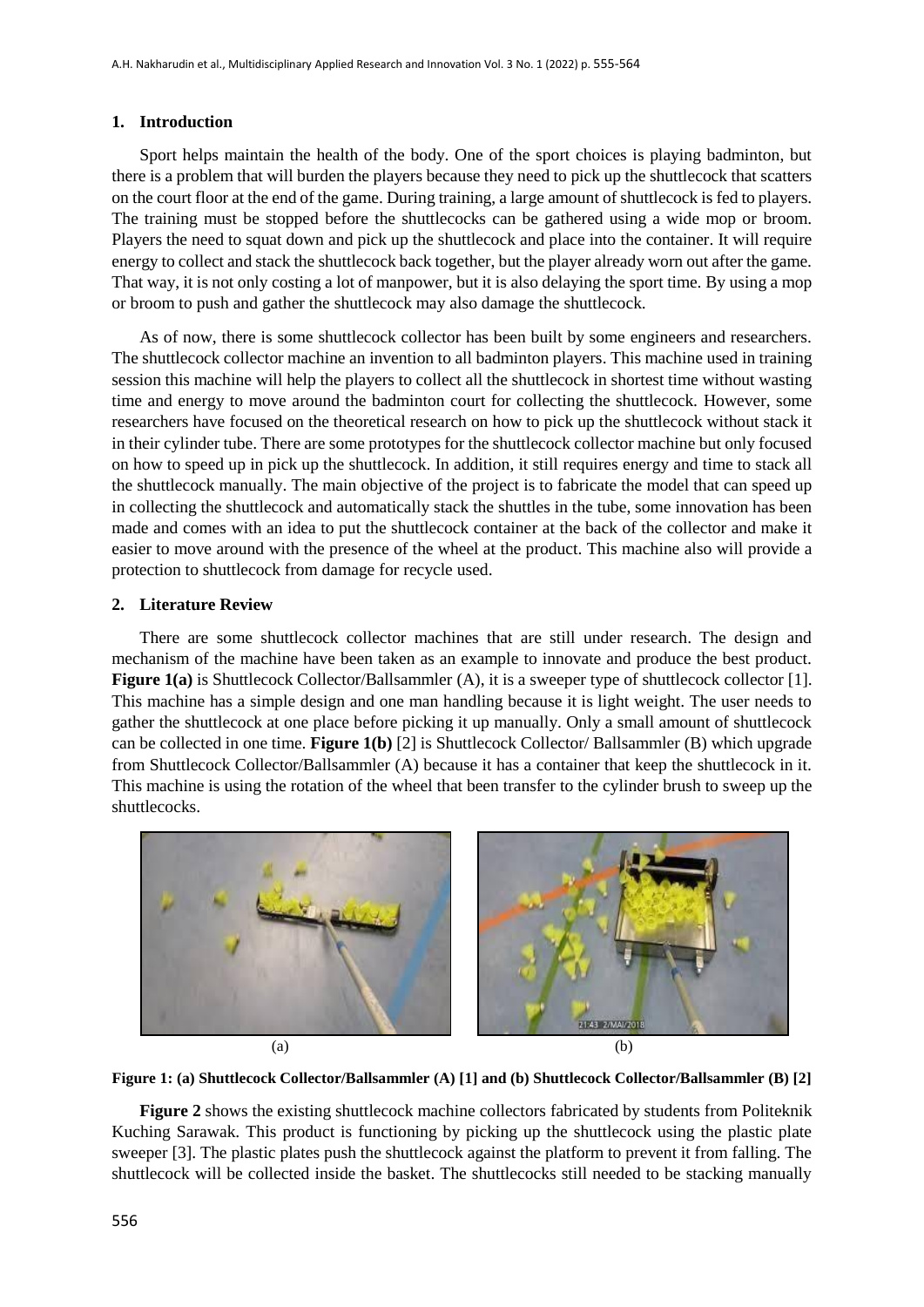## 1. Introduction

Sport helps maintain the health of the body. One of the sport choices is playing badminton, but there is a problem that will burden the players because they need to pick up the shuttlecock that scatters on the court floor at the end of the game. During training, a large amount of shuttlecock is fed to players. The training must be stopped before the shuttlecocks can be gathered using a wide mop or broom. Players the need to squat down and pick up the shuttlecock and place into the container. It will require energy to collect and stack the shuttlecock back together, but the player already worn out after the game. That way, it is not only costing a lot of manpower, but it is also delaying the sport time. By using a mop or broom to push and gather the shuttlecock may also damage the shuttlecock.

As of now, there is some shuttlecock collector has been built by some engineers and researchers. The shuttlecock collector machine an invention to all badminton players. This machine used in training session this machine will help the players to collect all the shuttlecock in shortest time without wasting time and energy to move around the badminton court for collecting the shuttlecock. However, some researchers have focused on the theoretical research on how to pick up the shuttlecock without stack it in their cylinder tube. There are some prototypes for the shuttlecock collector machine but only focused on how to speed up in pick up the shuttlecock. In addition, it still requires energy and time to stack all the shuttlecock manually. The main objective of the project is to fabricate the model that can speed up in collecting the shuttlecock and automatically stack the shuttles in the tube, some innovation has been made and comes with an idea to put the shuttlecock container at the back of the collector and make it easier to move around with the presence of the wheel at the product. This machine also will provide a protection to shuttlecock from damage for recycle used.

## 2. Literature Review

There are some shuttlecock collector machines that are still under research. The design and mechanism of the machine have been taken as an example to innovate and produce the best product. **Figure 1(a)** is Shuttlecock Collector/Ballsammler (A), it is a sweeper type of shuttlecock collector [1]. This machine has a simple design and one man handling because it is light weight. The user needs to gather the shuttlecock at one place before picking it up manually. Only a small amount of shuttlecock can be collected in one time. **Figure 1(b)** [2] is Shuttlecock Collector/ Ballsammler (B) which upgrade from Shuttlecock Collector/Ballsammler (A) because it has a container that keep the shuttlecock in it. This machine is using the rotation of the wheel that been transfer to the cylinder brush to sweep up the shuttlecocks.

(a) (b)

**Figure 1: (a) Shuttlecock Collector/Ballsammler (A) [1] and (b) Shuttlecock Collector/Ballsammler (B) [2]**

**Figure 2** shows the existing shuttlecock machine collectors fabricated by students from Politeknik Kuching Sarawak. This product is functioning by picking up the shuttlecock using the plastic plate sweeper [3]. The plastic plates push the shuttlecock against the platform to prevent it from falling. The shuttlecock will be collected inside the basket. The shuttlecocks still needed to be stacking manually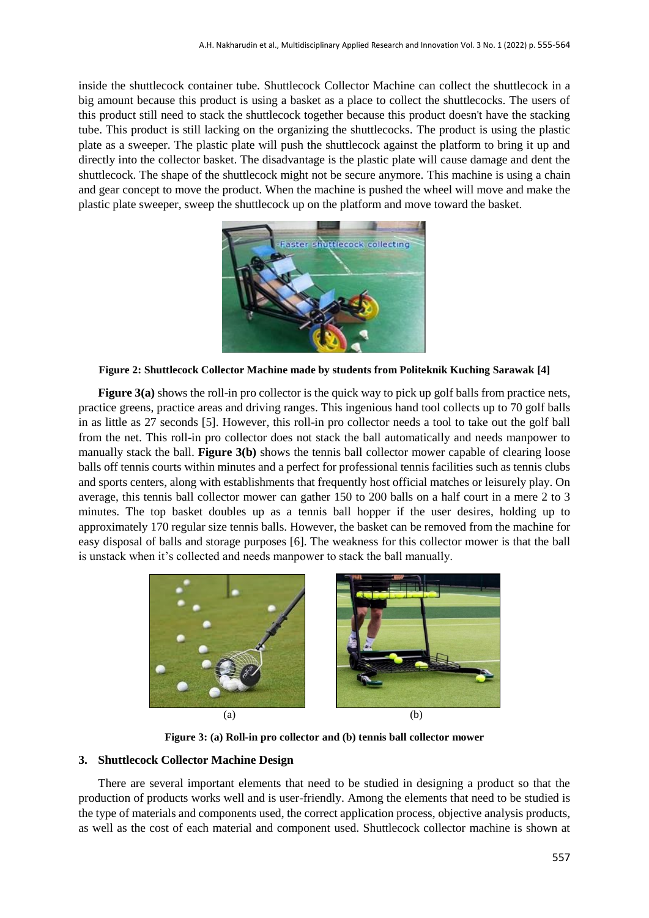inside the shuttlecock container tube. Shuttlecock Collector Machine can collect the shuttlecock in a big amount because this product is using a basket as a place to collect the shuttlecocks. The users of this product still need to stack the shuttlecock together because this product doesn't have the stacking tube. This product is still lacking on the organizing the shuttlecocks. The product is using the plastic plate as a sweeper. The plastic plate will push the shuttlecock against the platform to bring it up and directly into the collector basket. The disadvantage is the plastic plate will cause damage and dent the shuttlecock. The shape of the shuttlecock might not be secure anymore. This machine is using a chain and gear concept to move the product. When the machine is pushed the wheel will move and make the plastic plate sweeper, sweep the shuttlecock up on the platform and move toward the basket.

**Figure 2: Shuttlecock Collector Machine made by students from Politeknik Kuching Sarawak [4]**

**Figure 3(a)** shows the roll-in pro collector is the quick way to pick up golf balls from practice nets, practice greens, practice areas and driving ranges. This ingenious hand tool collects up to 70 golf balls in as little as 27 seconds [5]. However, this roll-in pro collector needs a tool to take out the golf ball from the net. This roll-in pro collector does not stack the ball automatically and needs manpower to manually stack the ball. **Figure 3(b)** shows the tennis ball collector mower capable of clearing loose balls off tennis courts within minutes and a perfect for professional tennis facilities such as tennis clubs and sports centers, along with establishments that frequently host official matches or leisurely play. On average, this tennis ball collector mower can gather 150 to 200 balls on a half court in a mere 2 to 3 minutes. The top basket doubles up as a tennis ball hopper if the user desires, holding up to approximately 170 regular size tennis balls. However, the basket can be removed from the machine for easy disposal of balls and storage purposes [6]. The weakness for this collector mower is that the ball is unstack when it's collected and needs manpower to stack the ball manually.

(a) (b)

**Figure 3: (a) Roll-in pro collector and (b) tennis ball collector mower**

## 3. Shuttlecock Collector Machine Design

There are several important elements that need to be studied in designing a product so that the production of products works well and is user-friendly. Among the elements that need to be studied is the type of materials and components used, the correct application process, objective analysis products, as well as the cost of each material and component used. Shuttlecock collector machine is shown at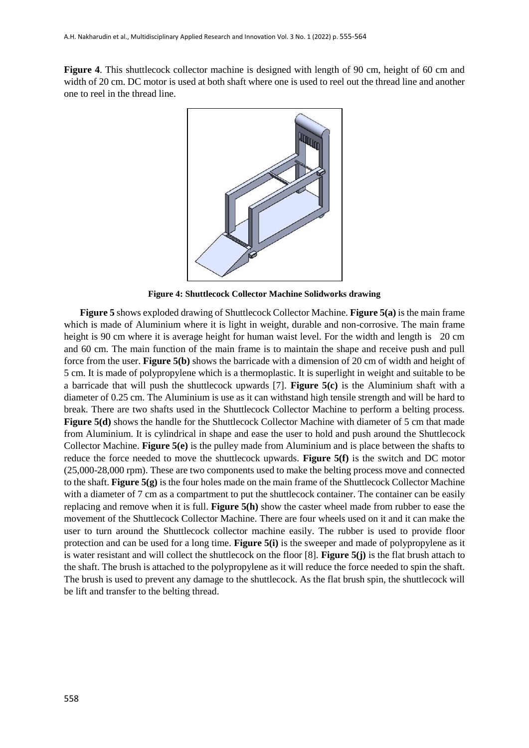**Figure 4**. This shuttlecock collector machine is designed with length of 90 cm, height of 60 cm and width of 20 cm. DC motor is used at both shaft where one is used to reel out the thread line and another one to reel in the thread line.

**Figure 4: Shuttlecock Collector Machine Solidworks drawing**

**Figure 5** shows exploded drawing of Shuttlecock Collector Machine. **Figure 5(a)** is the main frame which is made of Aluminium where it is light in weight, durable and non-corrosive. The main frame height is 90 cm where it is average height for human waist level. For the width and length is 20 cm and 60 cm. The main function of the main frame is to maintain the shape and receive push and pull force from the user. **Figure 5(b)** shows the barricade with a dimension of 20 cm of width and height of 5 cm. It is made of polypropylene which is a thermoplastic. It is superlight in weight and suitable to be a barricade that will push the shuttlecock upwards [7]. **Figure 5(c)** is the Aluminium shaft with a diameter of 0.25 cm. The Aluminium is use as it can withstand high tensile strength and will be hard to break. There are two shafts used in the Shuttlecock Collector Machine to perform a belting process. **Figure 5(d)** shows the handle for the Shuttlecock Collector Machine with diameter of 5 cm that made from Aluminium. It is cylindrical in shape and ease the user to hold and push around the Shuttlecock Collector Machine. **Figure 5(e)** is the pulley made from Aluminium and is place between the shafts to reduce the force needed to move the shuttlecock upwards. **Figure 5(f)** is the switch and DC motor (25,000-28,000 rpm). These are two components used to make the belting process move and connected to the shaft. **Figure 5(g)** is the four holes made on the main frame of the Shuttlecock Collector Machine with a diameter of 7 cm as a compartment to put the shuttlecock container. The container can be easily replacing and remove when it is full. **Figure 5(h)** show the caster wheel made from rubber to ease the movement of the Shuttlecock Collector Machine. There are four wheels used on it and it can make the user to turn around the Shuttlecock collector machine easily. The rubber is used to provide floor protection and can be used for a long time. **Figure 5(i)** is the sweeper and made of polypropylene as it is water resistant and will collect the shuttlecock on the floor [8]. **Figure 5(j)** is the flat brush attach to the shaft. The brush is attached to the polypropylene as it will reduce the force needed to spin the shaft. The brush is used to prevent any damage to the shuttlecock. As the flat brush spin, the shuttlecock will be lift and transfer to the belting thread.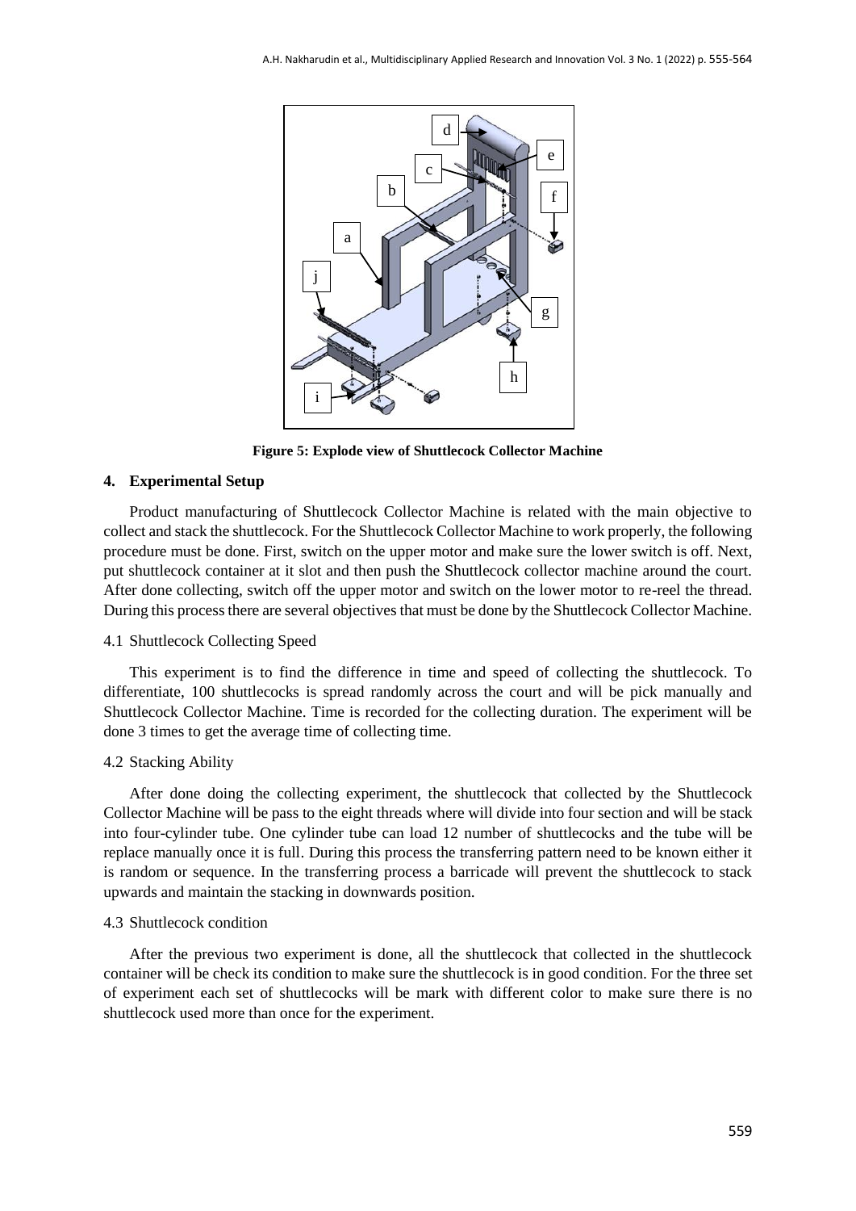d

e

c

b

f

a

j

g

h

i

**Figure 5: Explode view of Shuttlecock Collector Machine**

## 4. Experimental Setup

Product manufacturing of Shuttlecock Collector Machine is related with the main objective to collect and stack the shuttlecock. For the Shuttlecock Collector Machine to work properly, the following procedure must be done. First, switch on the upper motor and make sure the lower switch is off. Next, put shuttlecock container at it slot and then push the Shuttlecock collector machine around the court. After done collecting, switch off the upper motor and switch on the lower motor to re-reel the thread. During this process there are several objectives that must be done by the Shuttlecock Collector Machine.

### 4.1 Shuttlecock Collecting Speed

This experiment is to find the difference in time and speed of collecting the shuttlecock. To differentiate, 100 shuttlecocks is spread randomly across the court and will be pick manually and Shuttlecock Collector Machine. Time is recorded for the collecting duration. The experiment will be done 3 times to get the average time of collecting time.

### 4.2 Stacking Ability

After done doing the collecting experiment, the shuttlecock that collected by the Shuttlecock Collector Machine will be pass to the eight threads where will divide into four section and will be stack into four-cylinder tube. One cylinder tube can load 12 number of shuttlecocks and the tube will be replace manually once it is full. During this process the transferring pattern need to be known either it is random or sequence. In the transferring process a barricade will prevent the shuttlecock to stack upwards and maintain the stacking in downwards position.

### 4.3 Shuttlecock condition

After the previous two experiment is done, all the shuttlecock that collected in the shuttlecock container will be check its condition to make sure the shuttlecock is in good condition. For the three set of experiment each set of shuttlecocks will be mark with different color to make sure there is no shuttlecock used more than once for the experiment.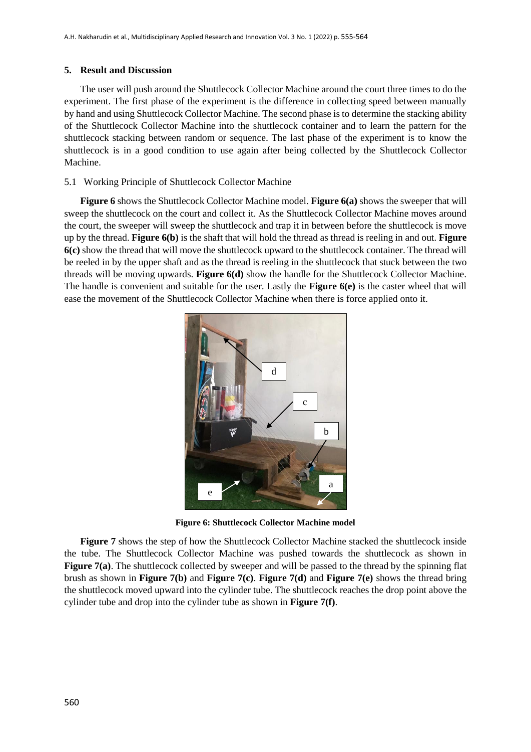## 5. Result and Discussion

The user will push around the Shuttlecock Collector Machine around the court three times to do the experiment. The first phase of the experiment is the difference in collecting speed between manually by hand and using Shuttlecock Collector Machine. The second phase is to determine the stacking ability of the Shuttlecock Collector Machine into the shuttlecock container and to learn the pattern for the shuttlecock stacking between random or sequence. The last phase of the experiment is to know the shuttlecock is in a good condition to use again after being collected by the Shuttlecock Collector Machine.

### 5.1 Working Principle of Shuttlecock Collector Machine

**Figure 6** shows the Shuttlecock Collector Machine model. **Figure 6(a)** shows the sweeper that will sweep the shuttlecock on the court and collect it. As the Shuttlecock Collector Machine moves around the court, the sweeper will sweep the shuttlecock and trap it in between before the shuttlecock is move up by the thread. **Figure 6(b)** is the shaft that will hold the thread as thread is reeling in and out. **Figure 6(c)** show the thread that will move the shuttlecock upward to the shuttlecock container. The thread will be reeled in by the upper shaft and as the thread is reeling in the shuttlecock that stuck between the two threads will be moving upwards. **Figure 6(d)** show the handle for the Shuttlecock Collector Machine. The handle is convenient and suitable for the user. Lastly the **Figure 6(e)** is the caster wheel that will ease the movement of the Shuttlecock Collector Machine when there is force applied onto it.

d

c

b

a

e

**Figure 6: Shuttlecock Collector Machine model**

**Figure 7** shows the step of how the Shuttlecock Collector Machine stacked the shuttlecock inside the tube. The Shuttlecock Collector Machine was pushed towards the shuttlecock as shown in **Figure 7(a)**. The shuttlecock collected by sweeper and will be passed to the thread by the spinning flat brush as shown in **Figure 7(b)** and **Figure 7(c)**. **Figure 7(d)** and **Figure 7(e)** shows the thread bring the shuttlecock moved upward into the cylinder tube. The shuttlecock reaches the drop point above the cylinder tube and drop into the cylinder tube as shown in **Figure 7(f)**.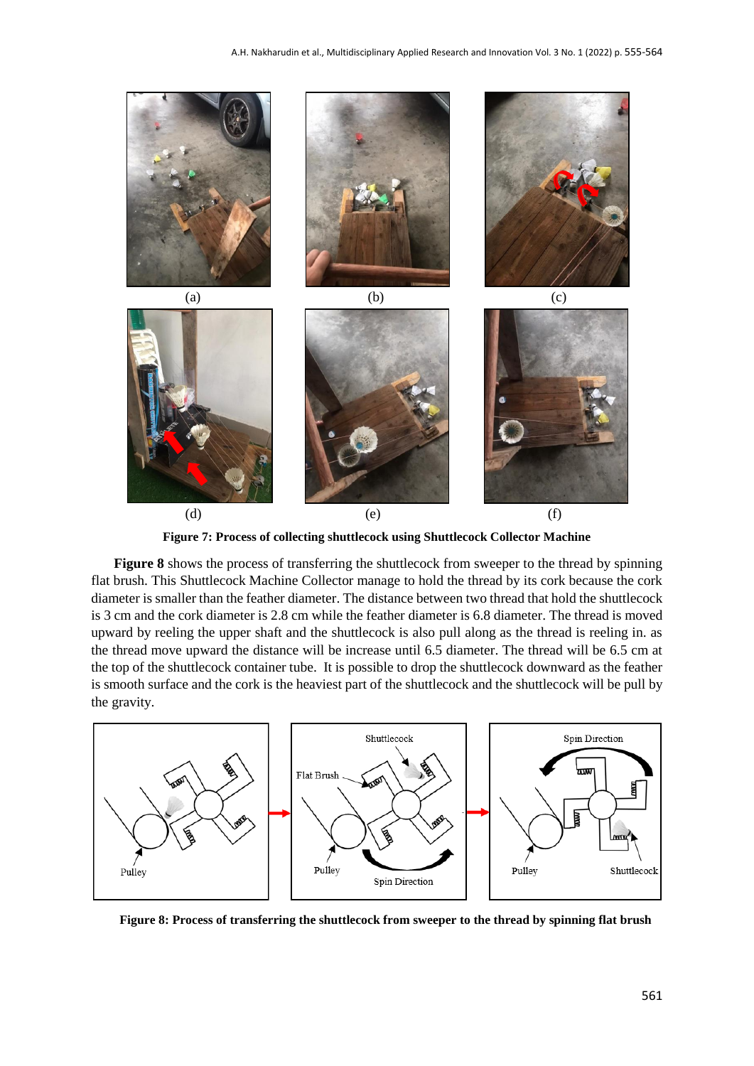(a)

(b)

(c)

(d)

(e)

(f)

**Figure 7: Process of collecting shuttlecock using Shuttlecock Collector Machine**

**Figure 8** shows the process of transferring the shuttlecock from sweeper to the thread by spinning flat brush. This Shuttlecock Machine Collector manage to hold the thread by its cork because the cork diameter is smaller than the feather diameter. The distance between two thread that hold the shuttlecock is 3 cm and the cork diameter is 2.8 cm while the feather diameter is 6.8 diameter. The thread is moved upward by reeling the upper shaft and the shuttlecock is also pull along as the thread is reeling in. as the thread move upward the distance will be increase until 6.5 diameter. The thread will be 6.5 cm at the top of the shuttlecock container tube. It is possible to drop the shuttlecock downward as the feather is smooth surface and the cork is the heaviest part of the shuttlecock and the shuttlecock will be pull by the gravity.

Pulley

Shuttlecock

Flat Brush

Pulley

Spin Direction

Spin Direction

Pulley

Shuttlecock

**Figure 8: Process of transferring the shuttlecock from sweeper to the thread by spinning flat brush**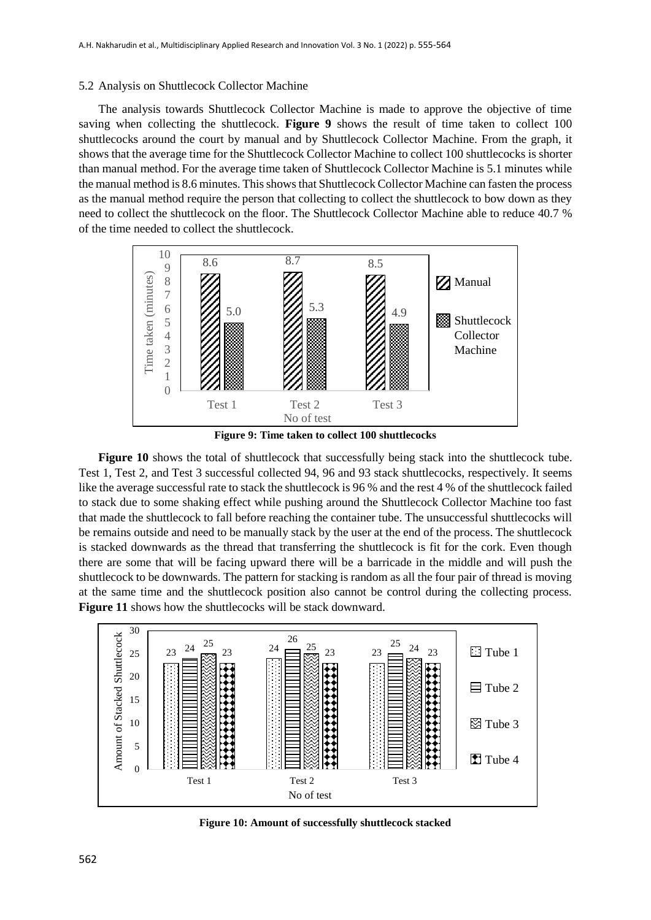### 5.2 Analysis on Shuttlecock Collector Machine

The analysis towards Shuttlecock Collector Machine is made to approve the objective of time saving when collecting the shuttlecock. **Figure 9** shows the result of time taken to collect 100 shuttlecocks around the court by manual and by Shuttlecock Collector Machine. From the graph, it shows that the average time for the Shuttlecock Collector Machine to collect 100 shuttlecocks is shorter than manual method. For the average time taken of Shuttlecock Collector Machine is 5.1 minutes while the manual method is 8.6 minutes. This shows that Shuttlecock Collector Machine can fasten the process as the manual method require the person that collecting to collect the shuttlecock to bow down as they need to collect the shuttlecock on the floor. The Shuttlecock Collector Machine able to reduce 40.7 % of the time needed to collect the shuttlecock.

Time taken (minutes)
0 1 2 3 4 5 6 7 8 9 10
8.6 5.0
8.7 5.3
8.5 4.9
Test 1 Test 2 Test 3
No of test
Manual
Shuttlecock Collector Machine

**Figure 9: Time taken to collect 100 shuttlecocks**

**Figure 10** shows the total of shuttlecock that successfully being stack into the shuttlecock tube. Test 1, Test 2, and Test 3 successful collected 94, 96 and 93 stack shuttlecocks, respectively. It seems like the average successful rate to stack the shuttlecock is 96 % and the rest 4 % of the shuttlecock failed to stack due to some shaking effect while pushing around the Shuttlecock Collector Machine too fast that made the shuttlecock to fall before reaching the container tube. The unsuccessful shuttlecocks will be remains outside and need to be manually stack by the user at the end of the process. The shuttlecock is stacked downwards as the thread that transferring the shuttlecock is fit for the cork. Even though there are some that will be facing upward there will be a barricade in the middle and will push the shuttlecock to be downwards. The pattern for stacking is random as all the four pair of thread is moving at the same time and the shuttlecock position also cannot be control during the collecting process. **Figure 11** shows how the shuttlecocks will be stack downward.

Amount of Stacked Shuttlecock
0 5 10 15 20 25 30
23 24 25 23
24 26 25 23
23 25 24 23
Test 1 Test 2 Test 3
No of test
Tube 1
Tube 2
Tube 3
Tube 4

**Figure 10: Amount of successfully shuttlecock stacked**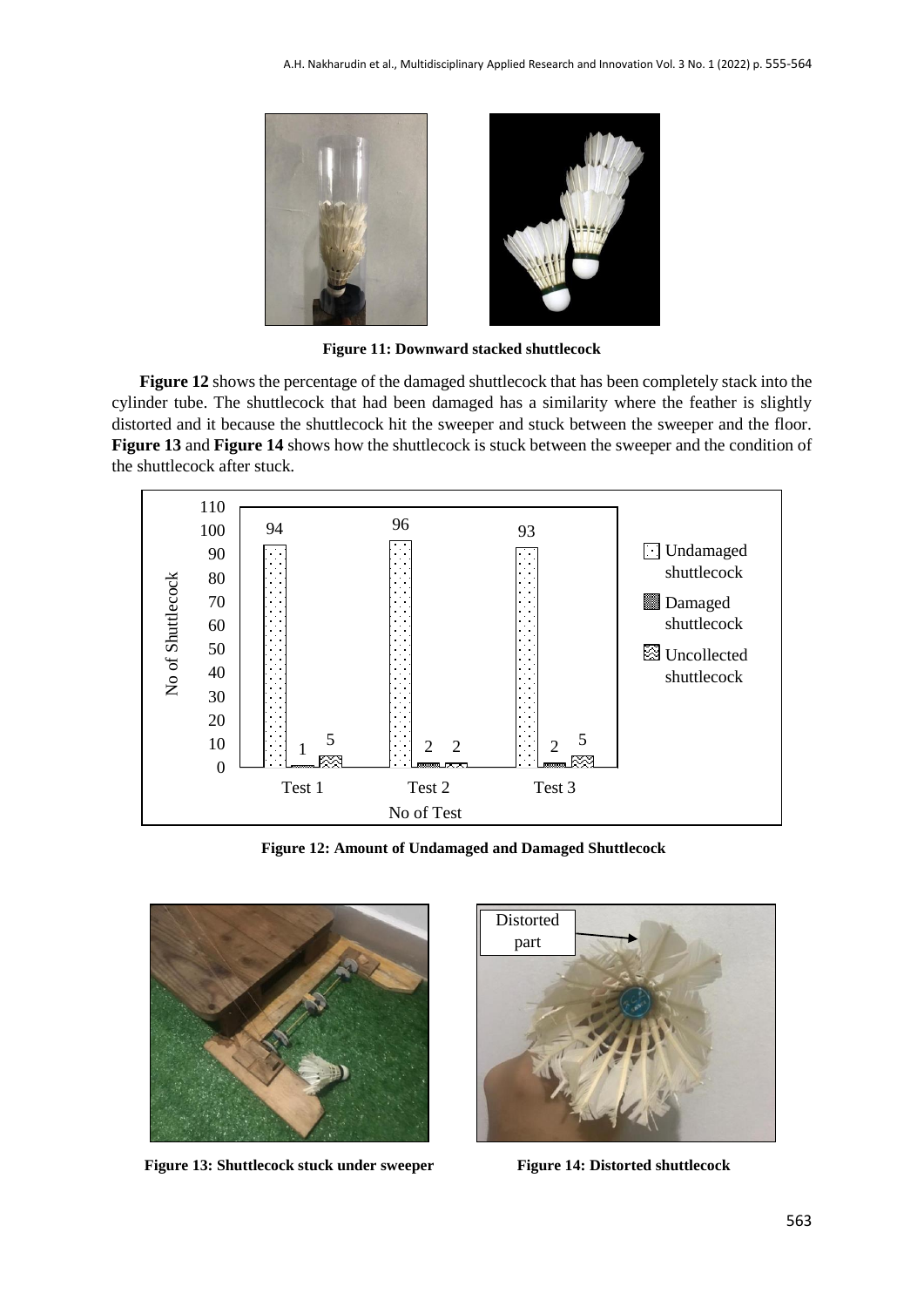**Figure 11: Downward stacked shuttlecock**

**Figure 12** shows the percentage of the damaged shuttlecock that has been completely stack into the cylinder tube. The shuttlecock that had been damaged has a similarity where the feather is slightly distorted and it because the shuttlecock hit the sweeper and stuck between the sweeper and the floor. **Figure 13** and **Figure 14** shows how the shuttlecock is stuck between the sweeper and the condition of the shuttlecock after stuck.

No of Shuttlecock

110
100
90
80
70
60
50
40
30
20
10
0

94
1
5

96
2
2

93
2
5

Test 1
Test 2
Test 3

No of Test

Undamaged shuttlecock
Damaged shuttlecock
Uncollected shuttlecock

**Figure 12: Amount of Undamaged and Damaged Shuttlecock**

**Figure 13: Shuttlecock stuck under sweeper**

Distorted part

**Figure 14: Distorted shuttlecock**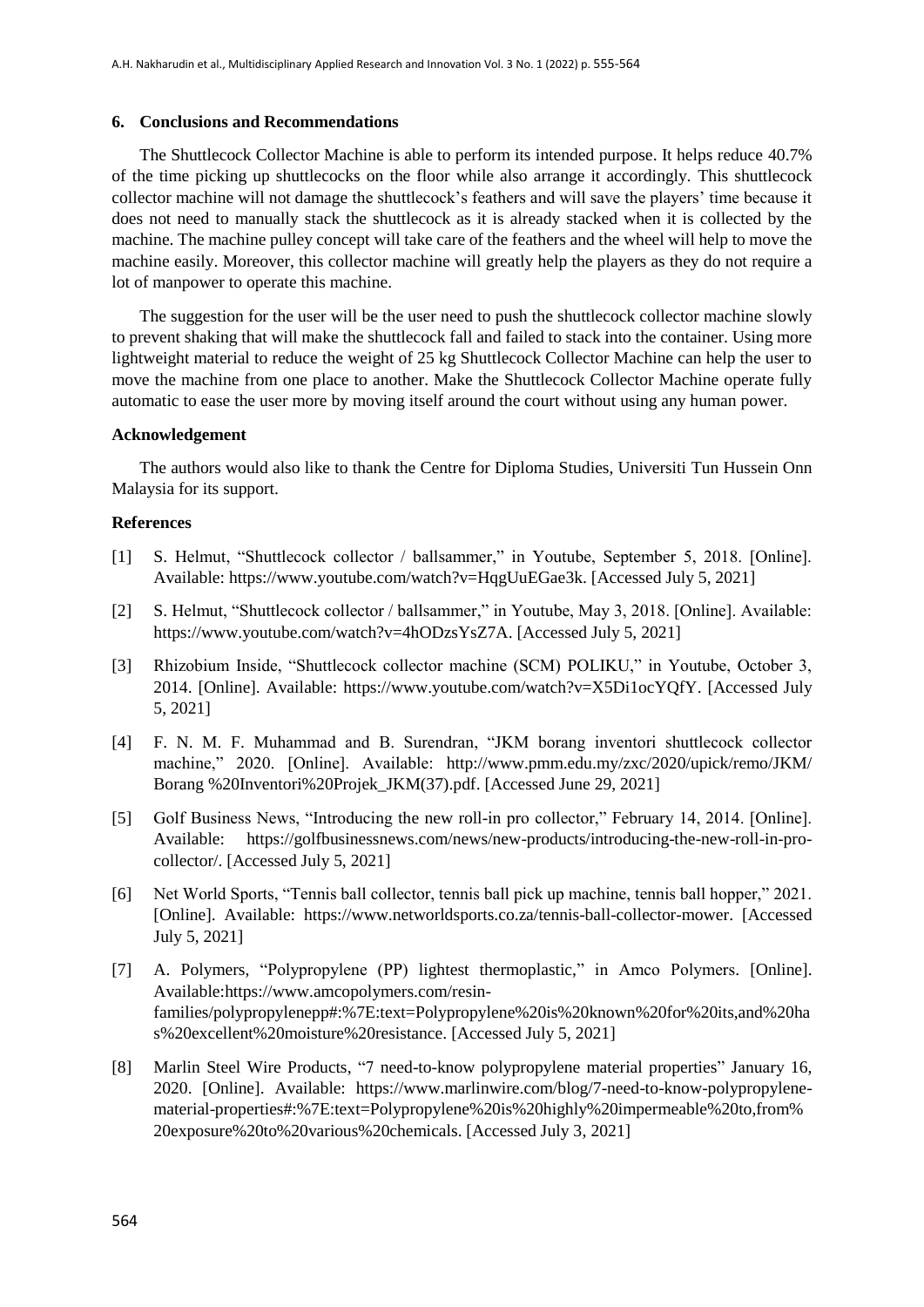## 6. Conclusions and Recommendations

The Shuttlecock Collector Machine is able to perform its intended purpose. It helps reduce 40.7% of the time picking up shuttlecocks on the floor while also arrange it accordingly. This shuttlecock collector machine will not damage the shuttlecock's feathers and will save the players' time because it does not need to manually stack the shuttlecock as it is already stacked when it is collected by the machine. The machine pulley concept will take care of the feathers and the wheel will help to move the machine easily. Moreover, this collector machine will greatly help the players as they do not require a lot of manpower to operate this machine.

The suggestion for the user will be the user need to push the shuttlecock collector machine slowly to prevent shaking that will make the shuttlecock fall and failed to stack into the container. Using more lightweight material to reduce the weight of 25 kg Shuttlecock Collector Machine can help the user to move the machine from one place to another. Make the Shuttlecock Collector Machine operate fully automatic to ease the user more by moving itself around the court without using any human power.

## Acknowledgement

The authors would also like to thank the Centre for Diploma Studies, Universiti Tun Hussein Onn Malaysia for its support.

## References

[1] S. Helmut, "Shuttlecock collector / ballsammer," in Youtube, September 5, 2018. [Online]. Available: https://www.youtube.com/watch?v=HqgUuEGae3k. [Accessed July 5, 2021]

[2] S. Helmut, "Shuttlecock collector / ballsammer," in Youtube, May 3, 2018. [Online]. Available: https://www.youtube.com/watch?v=4hODzsYsZ7A. [Accessed July 5, 2021]

[3] Rhizobium Inside, "Shuttlecock collector machine (SCM) POLIKU," in Youtube, October 3, 2014. [Online]. Available: https://www.youtube.com/watch?v=X5Di1ocYQfY. [Accessed July 5, 2021]

[4] F. N. M. F. Muhammad and B. Surendran, "JKM borang inventori shuttlecock collector machine," 2020. [Online]. Available: http://www.pmm.edu.my/zxc/2020/upick/remo/JKM/Borang %20Inventori%20Projek_JKM(37).pdf. [Accessed June 29, 2021]

[5] Golf Business News, "Introducing the new roll-in pro collector," February 14, 2014. [Online]. Available: https://golfbusinessnews.com/news/new-products/introducing-the-new-roll-in-pro-collector/. [Accessed July 5, 2021]

[6] Net World Sports, "Tennis ball collector, tennis ball pick up machine, tennis ball hopper," 2021. [Online]. Available: https://www.networldsports.co.za/tennis-ball-collector-mower. [Accessed July 5, 2021]

[7] A. Polymers, "Polypropylene (PP) lightest thermoplastic," in Amco Polymers. [Online]. Available:https://www.amcopolymers.com/resin-families/polypropylenepp#:%7E:text=Polypropylene%20is%20known%20for%20its,and%20has%20excellent%20moisture%20resistance. [Accessed July 5, 2021]

[8] Marlin Steel Wire Products, "7 need-to-know polypropylene material properties" January 16, 2020. [Online]. Available: https://www.marlinwire.com/blog/7-need-to-know-polypropylene-material-properties#:%7E:text=Polypropylene%20is%20highly%20impermeable%20to,from%20exposure%20to%20various%20chemicals. [Accessed July 3, 2021]